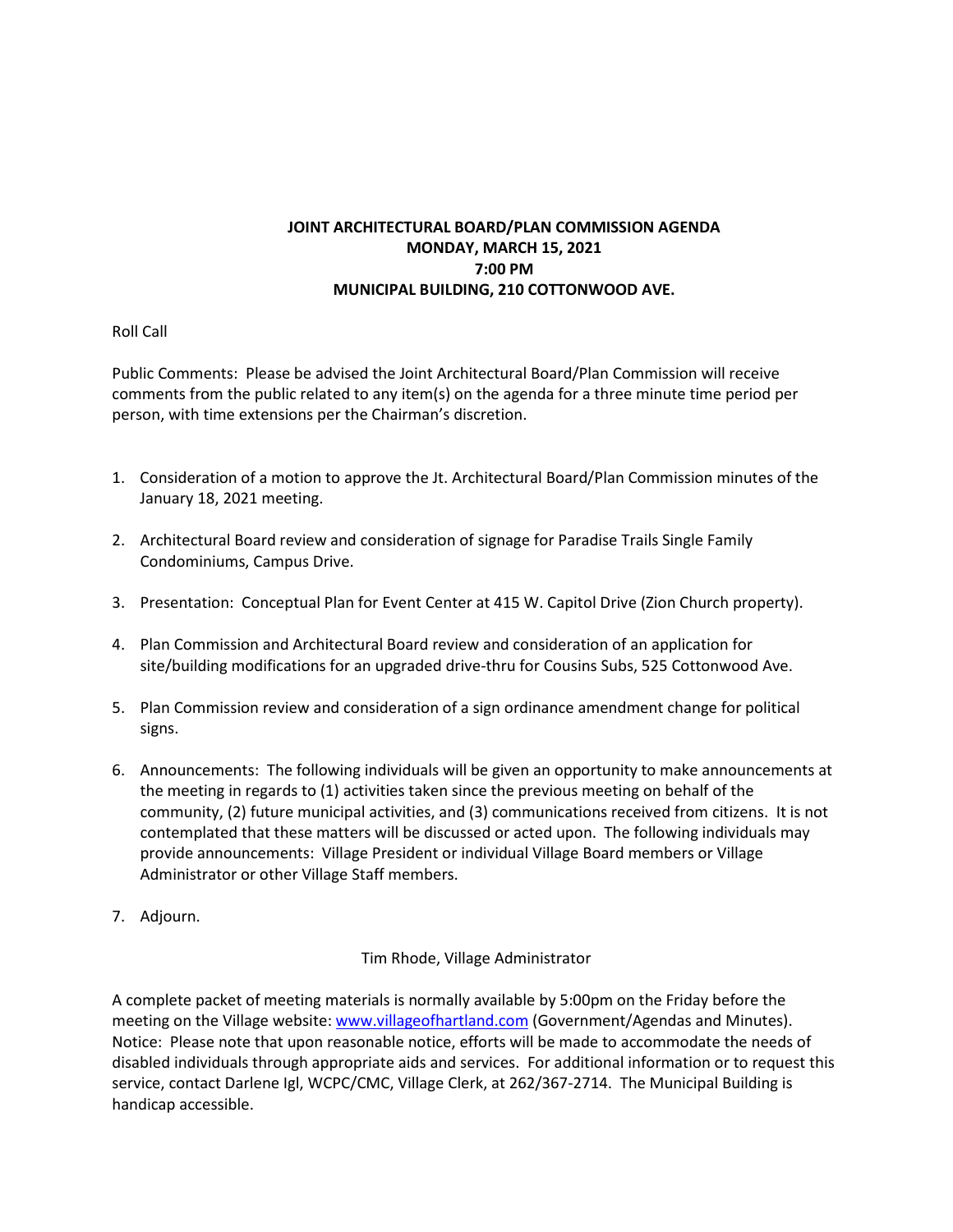**JOINT ARCHITECTURAL BOARD/PLAN COMMISSION AGENDA**
**MONDAY, MARCH 15, 2021**
**7:00 PM**
**MUNICIPAL BUILDING, 210 COTTONWOOD AVE.**

Roll Call

Public Comments: Please be advised the Joint Architectural Board/Plan Commission will receive comments from the public related to any item(s) on the agenda for a three minute time period per person, with time extensions per the Chairman's discretion.

1. Consideration of a motion to approve the Jt. Architectural Board/Plan Commission minutes of the January 18, 2021 meeting.

2. Architectural Board review and consideration of signage for Paradise Trails Single Family Condominiums, Campus Drive.

3. Presentation: Conceptual Plan for Event Center at 415 W. Capitol Drive (Zion Church property).

4. Plan Commission and Architectural Board review and consideration of an application for site/building modifications for an upgraded drive-thru for Cousins Subs, 525 Cottonwood Ave.

5. Plan Commission review and consideration of a sign ordinance amendment change for political signs.

6. Announcements: The following individuals will be given an opportunity to make announcements at the meeting in regards to (1) activities taken since the previous meeting on behalf of the community, (2) future municipal activities, and (3) communications received from citizens. It is not contemplated that these matters will be discussed or acted upon. The following individuals may provide announcements: Village President or individual Village Board members or Village Administrator or other Village Staff members.

7. Adjourn.

Tim Rhode, Village Administrator

A complete packet of meeting materials is normally available by 5:00pm on the Friday before the meeting on the Village website: www.villageofhartland.com (Government/Agendas and Minutes). Notice: Please note that upon reasonable notice, efforts will be made to accommodate the needs of disabled individuals through appropriate aids and services. For additional information or to request this service, contact Darlene Igl, WCPC/CMC, Village Clerk, at 262/367-2714. The Municipal Building is handicap accessible.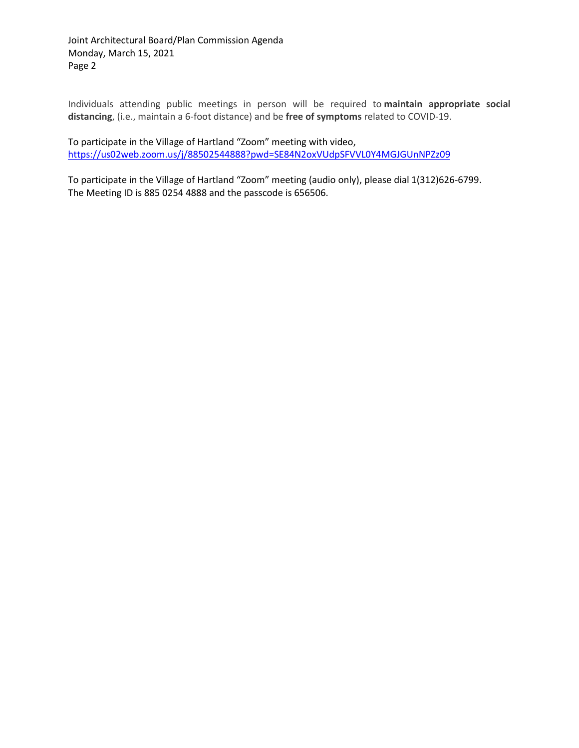Individuals attending public meetings in person will be required to **maintain appropriate social distancing**, (i.e., maintain a 6-foot distance) and be **free of symptoms** related to COVID-19.

To participate in the Village of Hartland "Zoom" meeting with video,
https://us02web.zoom.us/j/88502544888?pwd=SE84N2oxVUdpSFVVL0Y4MGJGUnNPZz09

To participate in the Village of Hartland "Zoom" meeting (audio only), please dial 1(312)626-6799.
The Meeting ID is 885 0254 4888 and the passcode is 656506.